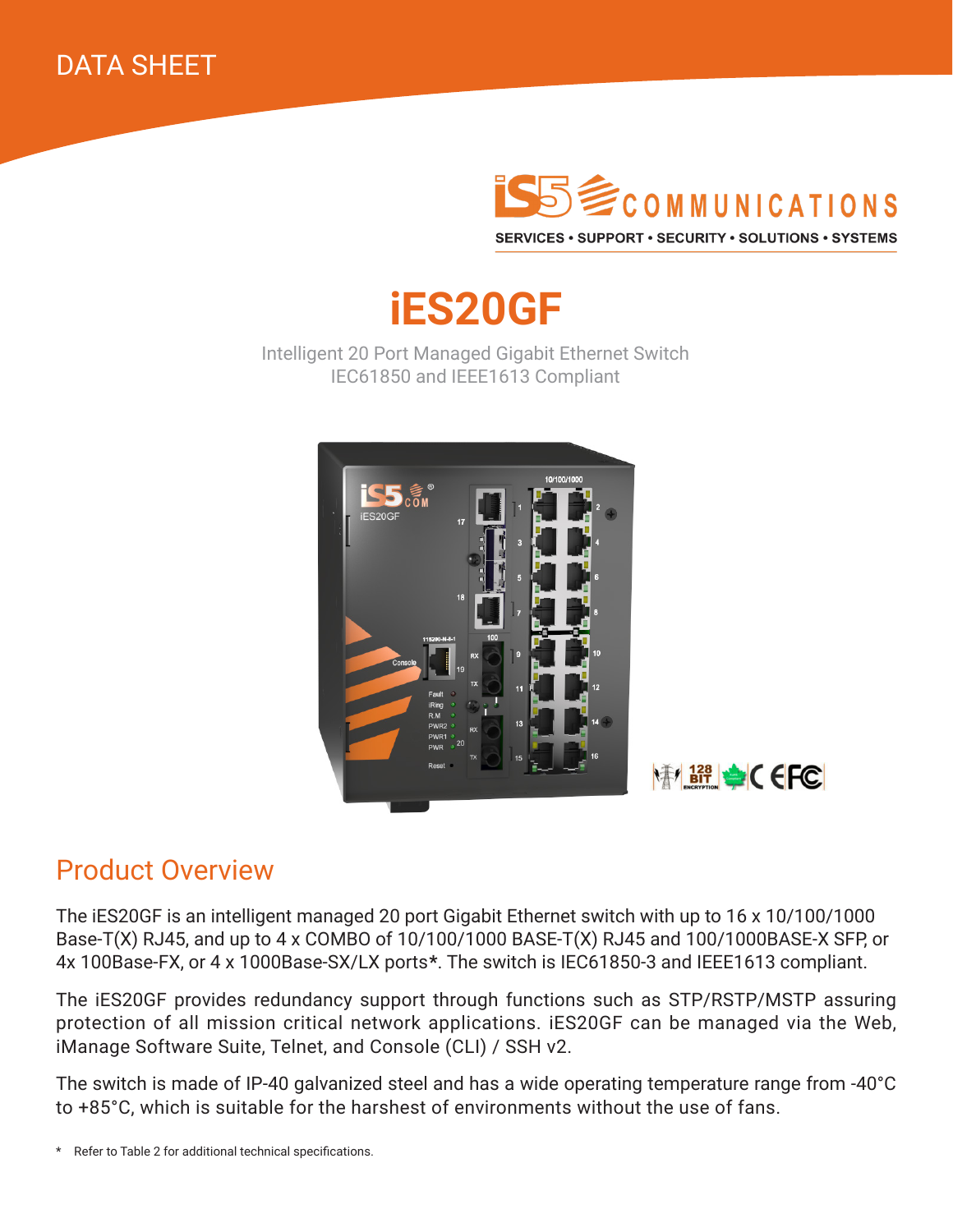DATA SHEET

SERVICES • SUPPORT • SECURITY • SOLUTIONS • SYSTEMS

# iES20GF

Intelligent 20 Port Managed Gigabit Ethernet Switch
IEC61850 and IEEE1613 Compliant

## Product Overview

The iES20GF is an intelligent managed 20 port Gigabit Ethernet switch with up to 16 x 10/100/1000 Base-T(X) RJ45, and up to 4 x COMBO of 10/100/1000 BASE-T(X) RJ45 and 100/1000BASE-X SFP, or 4x 100Base-FX, or 4 x 1000Base-SX/LX ports*. The switch is IEC61850-3 and IEEE1613 compliant.

The iES20GF provides redundancy support through functions such as STP/RSTP/MSTP assuring protection of all mission critical network applications. iES20GF can be managed via the Web, iManage Software Suite, Telnet, and Console (CLI) / SSH v2.

The switch is made of IP-40 galvanized steel and has a wide operating temperature range from -40°C to +85°C, which is suitable for the harshest of environments without the use of fans.

\* Refer to Table 2 for additional technical specifications.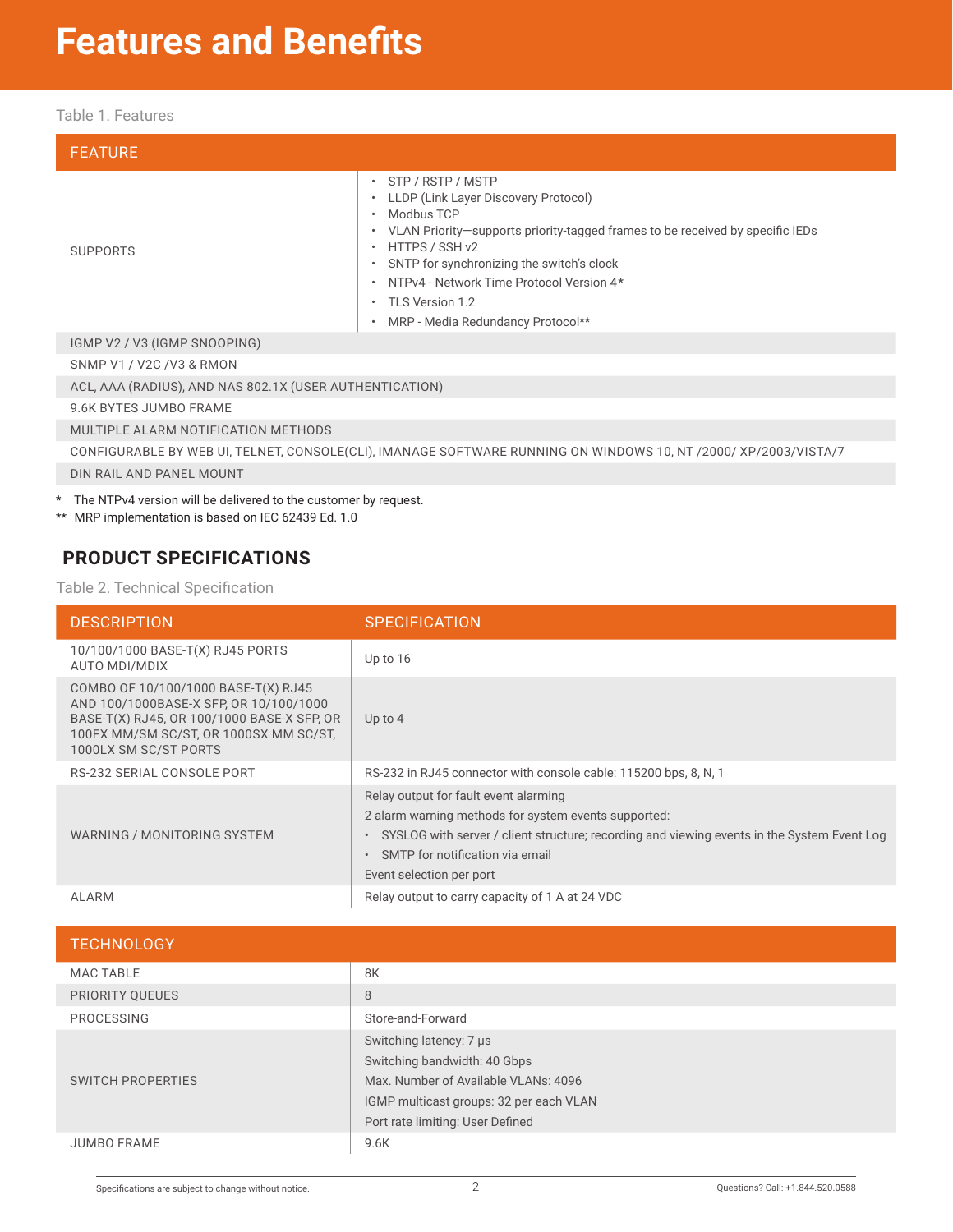# Features and Benefits

Table 1. Features

| FEATURE | |
|---|---|
| SUPPORTS | • STP / RSTP / MSTP<br>• LLDP (Link Layer Discovery Protocol)<br>• Modbus TCP<br>• VLAN Priority—supports priority-tagged frames to be received by specific IEDs<br>• HTTPS / SSH v2<br>• SNTP for synchronizing the switch's clock<br>• NTPv4 - Network Time Protocol Version 4*<br>• TLS Version 1.2<br>• MRP - Media Redundancy Protocol** |
| IGMP V2 / V3 (IGMP SNOOPING) | |
| SNMP V1 / V2C /V3 & RMON | |
| ACL, AAA (RADIUS), AND NAS 802.1X (USER AUTHENTICATION) | |
| 9.6K BYTES JUMBO FRAME | |
| MULTIPLE ALARM NOTIFICATION METHODS | |
| CONFIGURABLE BY WEB UI, TELNET, CONSOLE(CLI), IMANAGE SOFTWARE RUNNING ON WINDOWS 10, NT /2000/ XP/2003/VISTA/7 | |
| DIN RAIL AND PANEL MOUNT | |

\* The NTPv4 version will be delivered to the customer by request.

\*\* MRP implementation is based on IEC 62439 Ed. 1.0

## PRODUCT SPECIFICATIONS

Table 2. Technical Specification

| DESCRIPTION | SPECIFICATION |
|---|---|
| 10/100/1000 BASE-T(X) RJ45 PORTS AUTO MDI/MDIX | Up to 16 |
| COMBO OF 10/100/1000 BASE-T(X) RJ45 AND 100/1000BASE-X SFP, OR 10/100/1000 BASE-T(X) RJ45, OR 100/1000 BASE-X SFP, OR 100FX MM/SM SC/ST, OR 1000SX MM SC/ST, 1000LX SM SC/ST PORTS | Up to 4 |
| RS-232 SERIAL CONSOLE PORT | RS-232 in RJ45 connector with console cable: 115200 bps, 8, N, 1 |
| WARNING / MONITORING SYSTEM | Relay output for fault event alarming<br>2 alarm warning methods for system events supported:<br>• SYSLOG with server / client structure; recording and viewing events in the System Event Log<br>• SMTP for notification via email<br>Event selection per port |
| ALARM | Relay output to carry capacity of 1 A at 24 VDC |

| TECHNOLOGY | |
|---|---|
| MAC TABLE | 8K |
| PRIORITY QUEUES | 8 |
| PROCESSING | Store-and-Forward |
| SWITCH PROPERTIES | Switching latency: 7 μs<br>Switching bandwidth: 40 Gbps<br>Max. Number of Available VLANs: 4096<br>IGMP multicast groups: 32 per each VLAN<br>Port rate limiting: User Defined |
| JUMBO FRAME | 9.6K |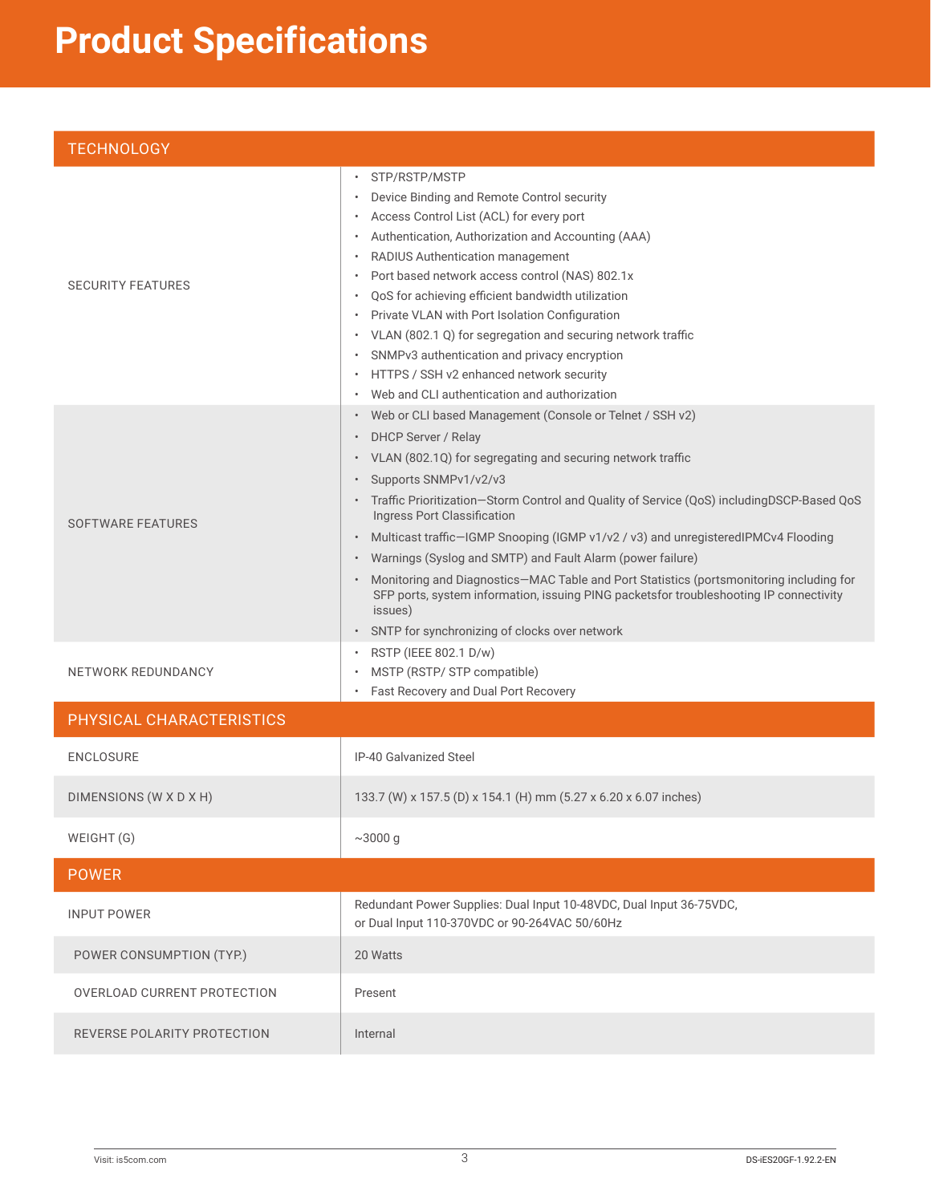# Product Specifications

| TECHNOLOGY | |
|---|---|
| SECURITY FEATURES | • STP/RSTP/MSTP<br>• Device Binding and Remote Control security<br>• Access Control List (ACL) for every port<br>• Authentication, Authorization and Accounting (AAA)<br>• RADIUS Authentication management<br>• Port based network access control (NAS) 802.1x<br>• QoS for achieving efficient bandwidth utilization<br>• Private VLAN with Port Isolation Configuration<br>• VLAN (802.1 Q) for segregation and securing network traffic<br>• SNMPv3 authentication and privacy encryption<br>• HTTPS / SSH v2 enhanced network security<br>• Web and CLI authentication and authorization |
| SOFTWARE FEATURES | • Web or CLI based Management (Console or Telnet / SSH v2)<br>• DHCP Server / Relay<br>• VLAN (802.1Q) for segregating and securing network traffic<br>• Supports SNMPv1/v2/v3<br>• Traffic Prioritization—Storm Control and Quality of Service (QoS) includingDSCP-Based QoS Ingress Port Classification<br>• Multicast traffic—IGMP Snooping (IGMP v1/v2 / v3) and unregisteredIPMCv4 Flooding<br>• Warnings (Syslog and SMTP) and Fault Alarm (power failure)<br>• Monitoring and Diagnostics—MAC Table and Port Statistics (portsmonitoring including for SFP ports, system information, issuing PING packetsfor troubleshooting IP connectivity issues)<br>• SNTP for synchronizing of clocks over network |
| NETWORK REDUNDANCY | • RSTP (IEEE 802.1 D/w)<br>• MSTP (RSTP/ STP compatible)<br>• Fast Recovery and Dual Port Recovery |

| PHYSICAL CHARACTERISTICS | |
|---|---|
| ENCLOSURE | IP-40 Galvanized Steel |
| DIMENSIONS (W X D X H) | 133.7 (W) x 157.5 (D) x 154.1 (H) mm (5.27 x 6.20 x 6.07 inches) |
| WEIGHT (G) | ~3000 g |

| POWER | |
|---|---|
| INPUT POWER | Redundant Power Supplies: Dual Input 10-48VDC, Dual Input 36-75VDC, or Dual Input 110-370VDC or 90-264VAC 50/60Hz |
| POWER CONSUMPTION (TYP.) | 20 Watts |
| OVERLOAD CURRENT PROTECTION | Present |
| REVERSE POLARITY PROTECTION | Internal |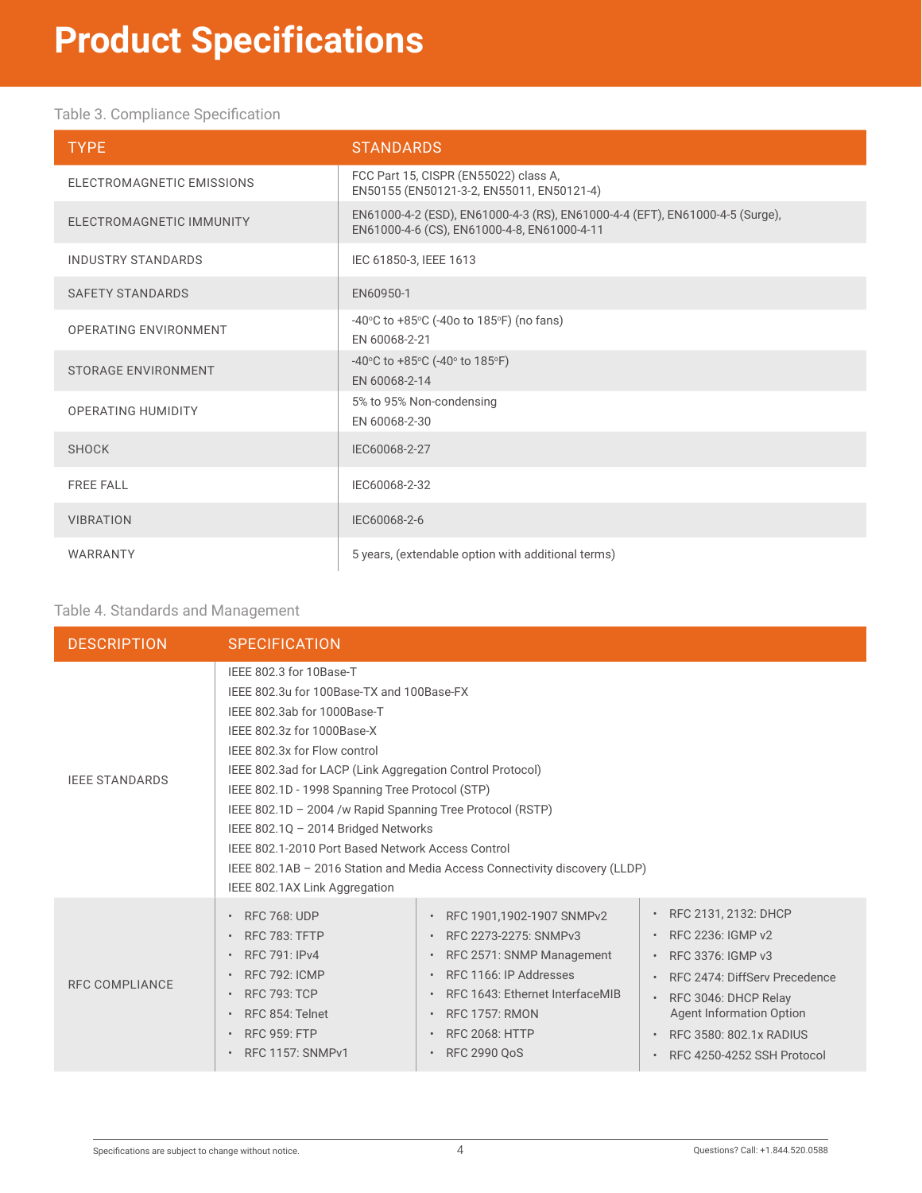# Product Specifications

Table 3. Compliance Specification

| TYPE | STANDARDS |
|---|---|
| ELECTROMAGNETIC EMISSIONS | FCC Part 15, CISPR (EN55022) class A,<br>EN50155 (EN50121-3-2, EN55011, EN50121-4) |
| ELECTROMAGNETIC IMMUNITY | EN61000-4-2 (ESD), EN61000-4-3 (RS), EN61000-4-4 (EFT), EN61000-4-5 (Surge),<br>EN61000-4-6 (CS), EN61000-4-8, EN61000-4-11 |
| INDUSTRY STANDARDS | IEC 61850-3, IEEE 1613 |
| SAFETY STANDARDS | EN60950-1 |
| OPERATING ENVIRONMENT | -40°C to +85°C (-40o to 185°F) (no fans)<br>EN 60068-2-21 |
| STORAGE ENVIRONMENT | -40°C to +85°C (-40° to 185°F)<br>EN 60068-2-14 |
| OPERATING HUMIDITY | 5% to 95% Non-condensing<br>EN 60068-2-30 |
| SHOCK | IEC60068-2-27 |
| FREE FALL | IEC60068-2-32 |
| VIBRATION | IEC60068-2-6 |
| WARRANTY | 5 years, (extendable option with additional terms) |

Table 4. Standards and Management

| DESCRIPTION | SPECIFICATION | | |
|---|---|---|---|
| IEEE STANDARDS | IEEE 802.3 for 10Base-T<br>IEEE 802.3u for 100Base-TX and 100Base-FX<br>IEEE 802.3ab for 1000Base-T<br>IEEE 802.3z for 1000Base-X<br>IEEE 802.3x for Flow control<br>IEEE 802.3ad for LACP (Link Aggregation Control Protocol)<br>IEEE 802.1D - 1998 Spanning Tree Protocol (STP)<br>IEEE 802.1D – 2004 /w Rapid Spanning Tree Protocol (RSTP)<br>IEEE 802.1Q – 2014 Bridged Networks<br>IEEE 802.1-2010 Port Based Network Access Control<br>IEEE 802.1AB – 2016 Station and Media Access Connectivity discovery (LLDP)<br>IEEE 802.1AX Link Aggregation | | |
| RFC COMPLIANCE | • RFC 768: UDP<br>• RFC 783: TFTP<br>• RFC 791: IPv4<br>• RFC 792: ICMP<br>• RFC 793: TCP<br>• RFC 854: Telnet<br>• RFC 959: FTP<br>• RFC 1157: SNMPv1 | • RFC 1901,1902-1907 SNMPv2<br>• RFC 2273-2275: SNMPv3<br>• RFC 2571: SNMP Management<br>• RFC 1166: IP Addresses<br>• RFC 1643: Ethernet InterfaceMIB<br>• RFC 1757: RMON<br>• RFC 2068: HTTP<br>• RFC 2990 QoS | • RFC 2131, 2132: DHCP<br>• RFC 2236: IGMP v2<br>• RFC 3376: IGMP v3<br>• RFC 2474: DiffServ Precedence<br>• RFC 3046: DHCP Relay Agent Information Option<br>• RFC 3580: 802.1x RADIUS<br>• RFC 4250-4252 SSH Protocol |

Specifications are subject to change without notice.

Questions? Call: +1.844.520.0588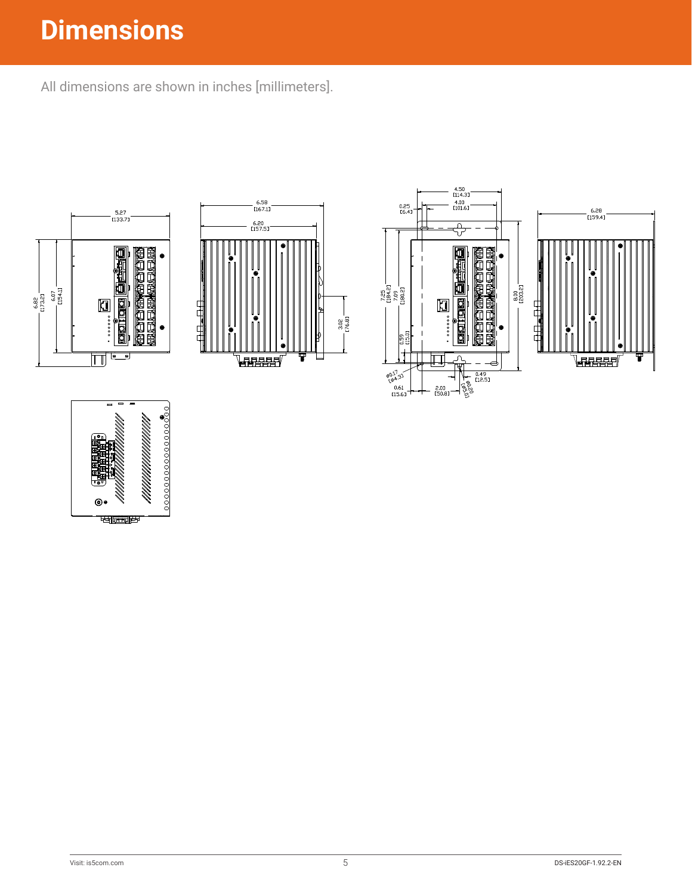# Dimensions

All dimensions are shown in inches [millimeters].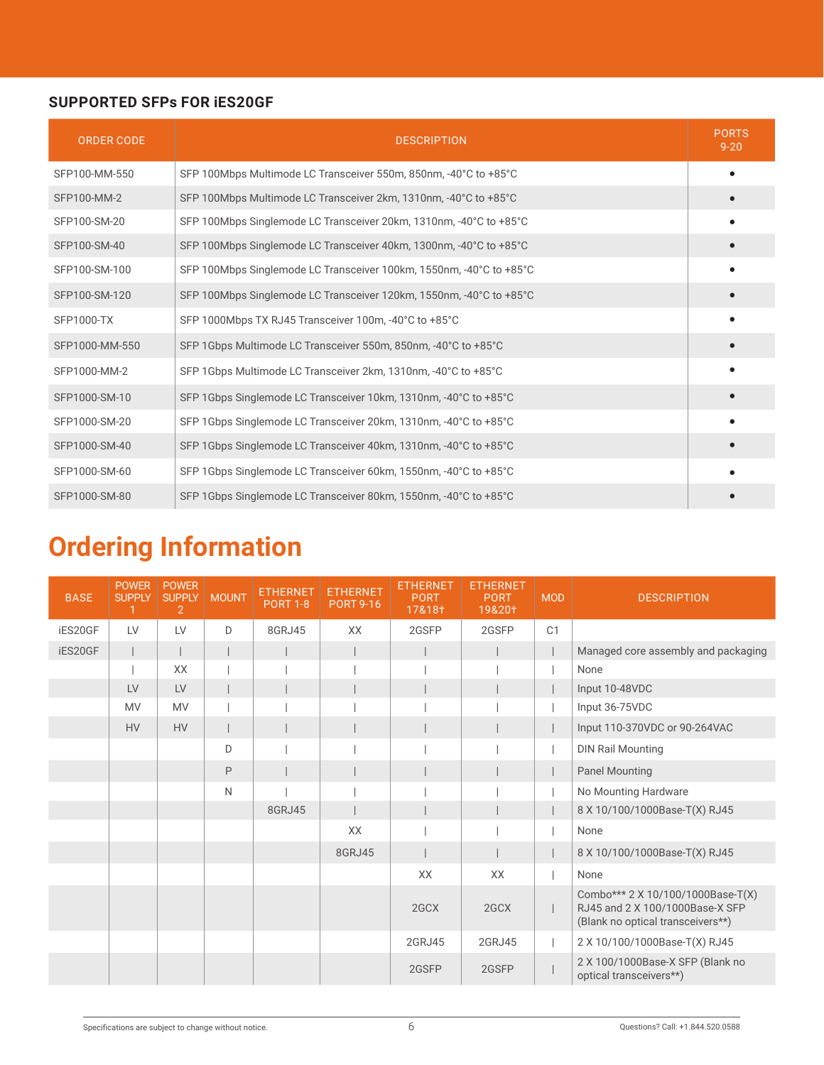## SUPPORTED SFPs FOR iES20GF

| ORDER CODE | DESCRIPTION | PORTS 9-20 |
|---|---|---|
| SFP100-MM-550 | SFP 100Mbps Multimode LC Transceiver 550m, 850nm, -40°C to +85°C | • |
| SFP100-MM-2 | SFP 100Mbps Multimode LC Transceiver 2km, 1310nm, -40°C to +85°C | • |
| SFP100-SM-20 | SFP 100Mbps Singlemode LC Transceiver 20km, 1310nm, -40°C to +85°C | • |
| SFP100-SM-40 | SFP 100Mbps Singlemode LC Transceiver 40km, 1300nm, -40°C to +85°C | • |
| SFP100-SM-100 | SFP 100Mbps Singlemode LC Transceiver 100km, 1550nm, -40°C to +85°C | • |
| SFP100-SM-120 | SFP 100Mbps Singlemode LC Transceiver 120km, 1550nm, -40°C to +85°C | • |
| SFP1000-TX | SFP 1000Mbps TX RJ45 Transceiver 100m, -40°C to +85°C | • |
| SFP1000-MM-550 | SFP 1Gbps Multimode LC Transceiver 550m, 850nm, -40°C to +85°C | • |
| SFP1000-MM-2 | SFP 1Gbps Multimode LC Transceiver 2km, 1310nm, -40°C to +85°C | • |
| SFP1000-SM-10 | SFP 1Gbps Singlemode LC Transceiver 10km, 1310nm, -40°C to +85°C | • |
| SFP1000-SM-20 | SFP 1Gbps Singlemode LC Transceiver 20km, 1310nm, -40°C to +85°C | • |
| SFP1000-SM-40 | SFP 1Gbps Singlemode LC Transceiver 40km, 1310nm, -40°C to +85°C | • |
| SFP1000-SM-60 | SFP 1Gbps Singlemode LC Transceiver 60km, 1550nm, -40°C to +85°C | • |
| SFP1000-SM-80 | SFP 1Gbps Singlemode LC Transceiver 80km, 1550nm, -40°C to +85°C | • |

# Ordering Information

| BASE | POWER SUPPLY 1 | POWER SUPPLY 2 | MOUNT | ETHERNET PORT 1-8 | ETHERNET PORT 9-16 | ETHERNET PORT 17&18† | ETHERNET PORT 19&20† | MOD | DESCRIPTION |
|---|---|---|---|---|---|---|---|---|---|
| iES20GF | LV | LV | D | 8GRJ45 | XX | 2GSFP | 2GSFP | C1 | |
| iES20GF | \| | \| | \| | \| | \| | \| | \| | \| | Managed core assembly and packaging |
| | \| | XX | \| | \| | \| | \| | \| | \| | None |
| | LV | LV | \| | \| | \| | \| | \| | \| | Input 10-48VDC |
| | MV | MV | \| | \| | \| | \| | \| | \| | Input 36-75VDC |
| | HV | HV | \| | \| | \| | \| | \| | \| | Input 110-370VDC or 90-264VAC |
| | | | D | \| | \| | \| | \| | \| | DIN Rail Mounting |
| | | | P | \| | \| | \| | \| | \| | Panel Mounting |
| | | | N | \| | \| | \| | \| | \| | No Mounting Hardware |
| | | | | 8GRJ45 | \| | \| | \| | \| | 8 X 10/100/1000Base-T(X) RJ45 |
| | | | | | XX | \| | \| | \| | None |
| | | | | | 8GRJ45 | \| | \| | \| | 8 X 10/100/1000Base-T(X) RJ45 |
| | | | | | | XX | XX | \| | None |
| | | | | | | 2GCX | 2GCX | \| | Combo*** 2 X 10/100/1000Base-T(X) RJ45 and 2 X 100/1000Base-X SFP (Blank no optical transceivers**) |
| | | | | | | 2GRJ45 | 2GRJ45 | \| | 2 X 10/100/1000Base-T(X) RJ45 |
| | | | | | | 2GSFP | 2GSFP | \| | 2 X 100/1000Base-X SFP (Blank no optical transceivers**) |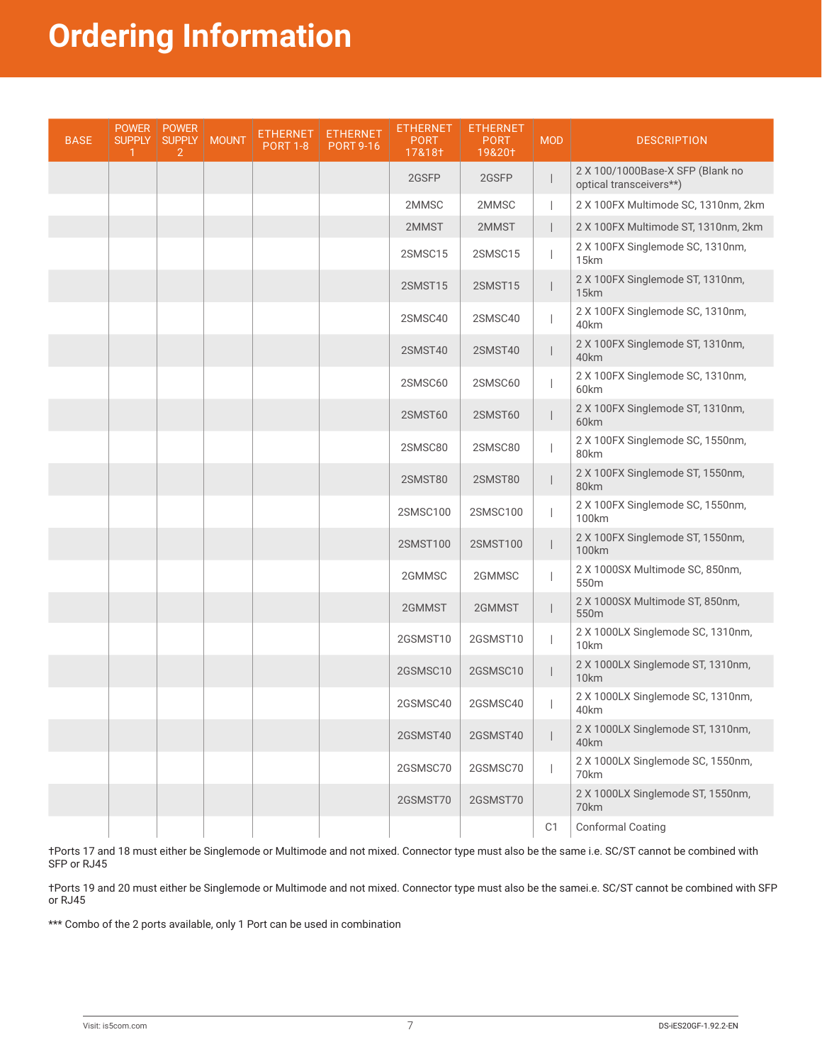# Ordering Information

| BASE | POWER SUPPLY 1 | POWER SUPPLY 2 | MOUNT | ETHERNET PORT 1-8 | ETHERNET PORT 9-16 | ETHERNET PORT 17&18† | ETHERNET PORT 19&20† | MOD | DESCRIPTION |
|---|---|---|---|---|---|---|---|---|---|
| | | | | | | 2GSFP | 2GSFP | \| | 2 X 100/1000Base-X SFP (Blank no optical transceivers**) |
| | | | | | | 2MMSC | 2MMSC | \| | 2 X 100FX Multimode SC, 1310nm, 2km |
| | | | | | | 2MMST | 2MMST | \| | 2 X 100FX Multimode ST, 1310nm, 2km |
| | | | | | | 2SMSC15 | 2SMSC15 | \| | 2 X 100FX Singlemode SC, 1310nm, 15km |
| | | | | | | 2SMST15 | 2SMST15 | \| | 2 X 100FX Singlemode ST, 1310nm, 15km |
| | | | | | | 2SMSC40 | 2SMSC40 | \| | 2 X 100FX Singlemode SC, 1310nm, 40km |
| | | | | | | 2SMST40 | 2SMST40 | \| | 2 X 100FX Singlemode ST, 1310nm, 40km |
| | | | | | | 2SMSC60 | 2SMSC60 | \| | 2 X 100FX Singlemode SC, 1310nm, 60km |
| | | | | | | 2SMST60 | 2SMST60 | \| | 2 X 100FX Singlemode ST, 1310nm, 60km |
| | | | | | | 2SMSC80 | 2SMSC80 | \| | 2 X 100FX Singlemode SC, 1550nm, 80km |
| | | | | | | 2SMST80 | 2SMST80 | \| | 2 X 100FX Singlemode ST, 1550nm, 80km |
| | | | | | | 2SMSC100 | 2SMSC100 | \| | 2 X 100FX Singlemode SC, 1550nm, 100km |
| | | | | | | 2SMST100 | 2SMST100 | \| | 2 X 100FX Singlemode ST, 1550nm, 100km |
| | | | | | | 2GMMSC | 2GMMSC | \| | 2 X 1000SX Multimode SC, 850nm, 550m |
| | | | | | | 2GMMST | 2GMMST | \| | 2 X 1000SX Multimode ST, 850nm, 550m |
| | | | | | | 2GSMST10 | 2GSMST10 | \| | 2 X 1000LX Singlemode SC, 1310nm, 10km |
| | | | | | | 2GSMSC10 | 2GSMSC10 | \| | 2 X 1000LX Singlemode ST, 1310nm, 10km |
| | | | | | | 2GSMSC40 | 2GSMSC40 | \| | 2 X 1000LX Singlemode SC, 1310nm, 40km |
| | | | | | | 2GSMST40 | 2GSMST40 | \| | 2 X 1000LX Singlemode ST, 1310nm, 40km |
| | | | | | | 2GSMSC70 | 2GSMSC70 | \| | 2 X 1000LX Singlemode SC, 1550nm, 70km |
| | | | | | | 2GSMST70 | 2GSMST70 | | 2 X 1000LX Singlemode ST, 1550nm, 70km |
| | | | | | | | | C1 | Conformal Coating |

†Ports 17 and 18 must either be Singlemode or Multimode and not mixed. Connector type must also be the same i.e. SC/ST cannot be combined with SFP or RJ45

†Ports 19 and 20 must either be Singlemode or Multimode and not mixed. Connector type must also be the samei.e. SC/ST cannot be combined with SFP or RJ45

*** Combo of the 2 ports available, only 1 Port can be used in combination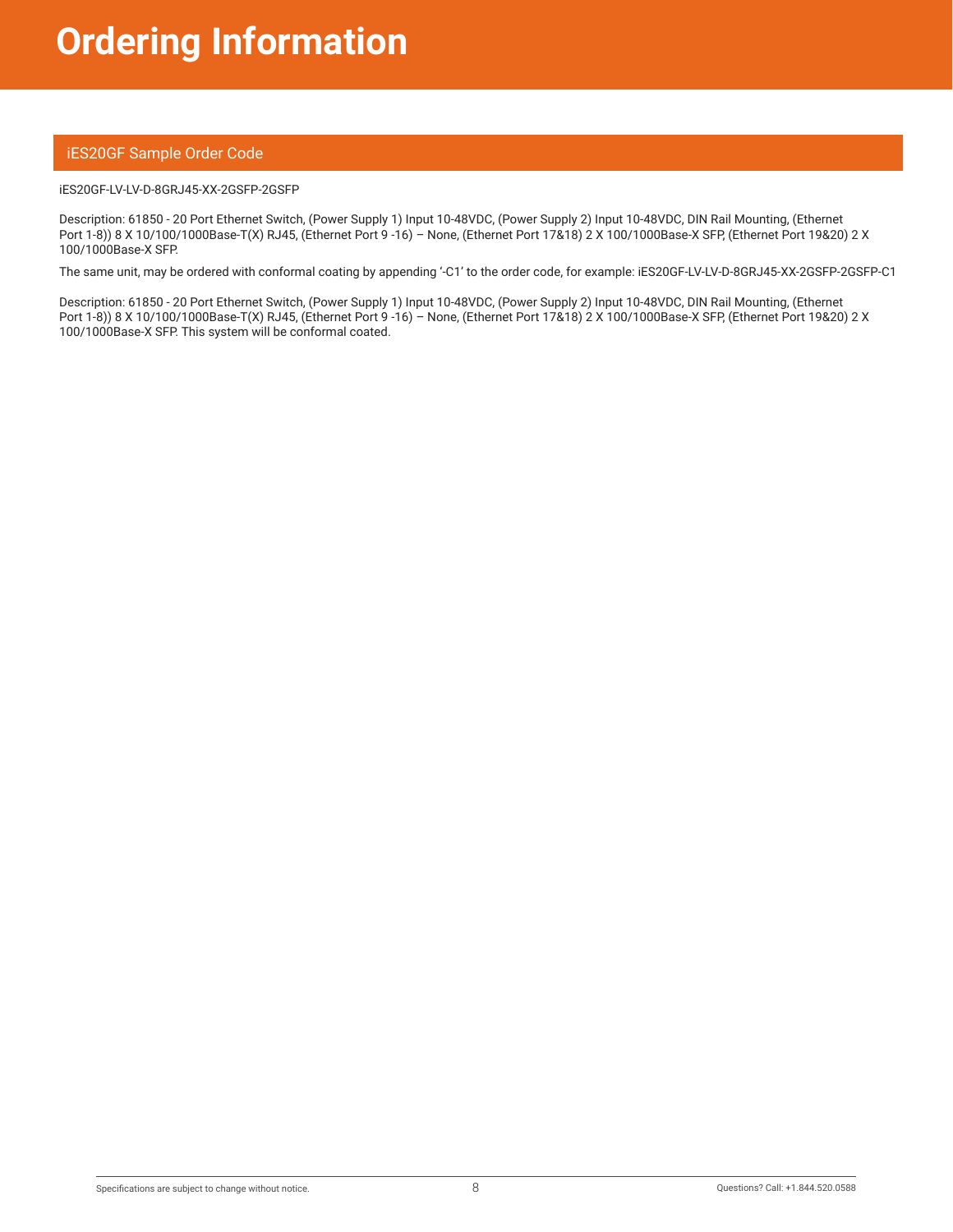# Ordering Information

## iES20GF Sample Order Code

iES20GF-LV-LV-D-8GRJ45-XX-2GSFP-2GSFP

Description: 61850 - 20 Port Ethernet Switch, (Power Supply 1) Input 10-48VDC, (Power Supply 2) Input 10-48VDC, DIN Rail Mounting, (Ethernet Port 1-8)) 8 X 10/100/1000Base-T(X) RJ45, (Ethernet Port 9 -16) – None, (Ethernet Port 17&18) 2 X 100/1000Base-X SFP, (Ethernet Port 19&20) 2 X 100/1000Base-X SFP.

The same unit, may be ordered with conformal coating by appending '-C1' to the order code, for example: iES20GF-LV-LV-D-8GRJ45-XX-2GSFP-2GSFP-C1

Description: 61850 - 20 Port Ethernet Switch, (Power Supply 1) Input 10-48VDC, (Power Supply 2) Input 10-48VDC, DIN Rail Mounting, (Ethernet Port 1-8)) 8 X 10/100/1000Base-T(X) RJ45, (Ethernet Port 9 -16) – None, (Ethernet Port 17&18) 2 X 100/1000Base-X SFP, (Ethernet Port 19&20) 2 X 100/1000Base-X SFP. This system will be conformal coated.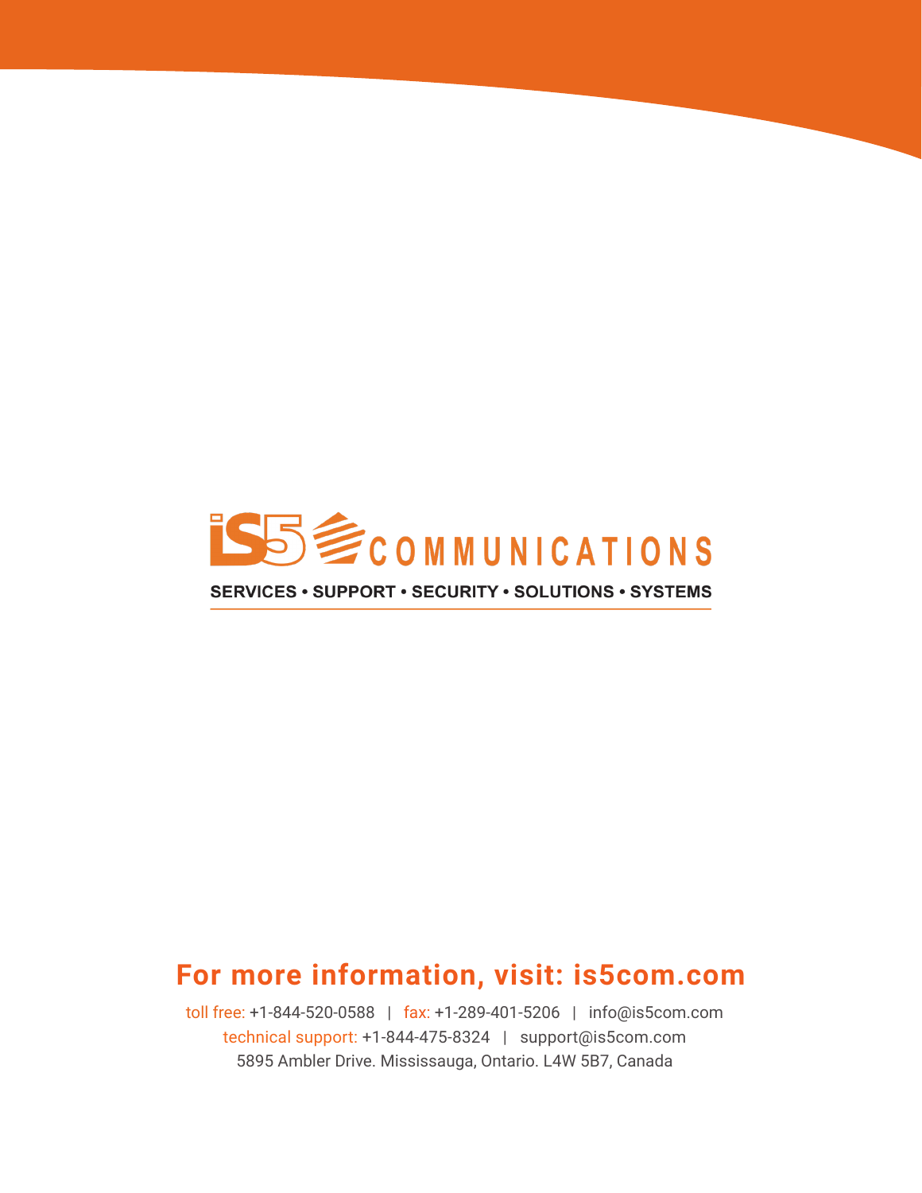iS5 COMMUNICATIONS

SERVICES • SUPPORT • SECURITY • SOLUTIONS • SYSTEMS

**For more information, visit: is5com.com**

toll free: +1-844-520-0588 | fax: +1-289-401-5206 | info@is5com.com

technical support: +1-844-475-8324 | support@is5com.com

5895 Ambler Drive. Mississauga, Ontario. L4W 5B7, Canada